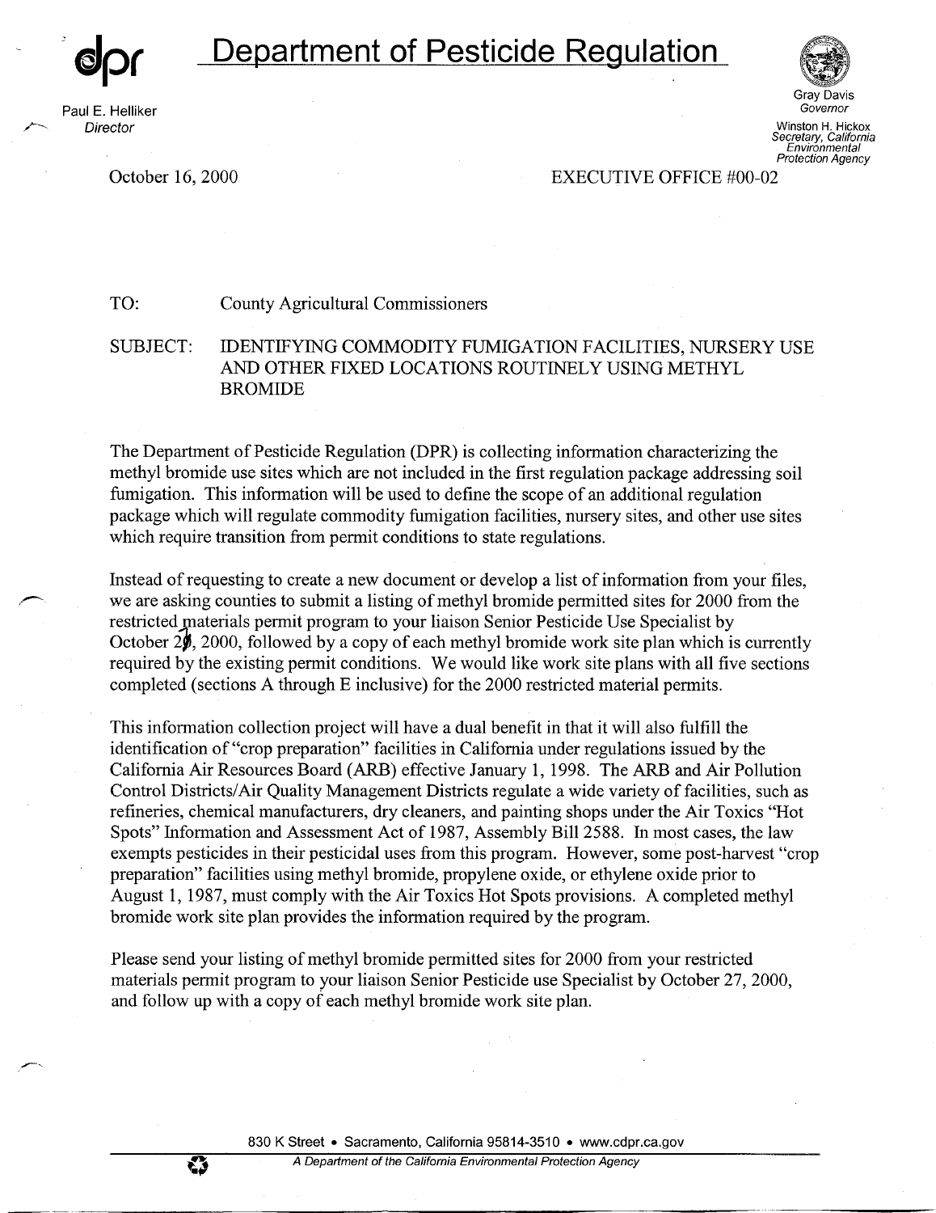# Department of Pesticide Regulation

Paul E. Helliker
*Director*

Gray Davis
*Governor*

Winston H. Hickox
*Secretary, California Environmental Protection Agency*

October 16, 2000

EXECUTIVE OFFICE #00-02

TO: County Agricultural Commissioners

SUBJECT: IDENTIFYING COMMODITY FUMIGATION FACILITIES, NURSERY USE AND OTHER FIXED LOCATIONS ROUTINELY USING METHYL BROMIDE

The Department of Pesticide Regulation (DPR) is collecting information characterizing the methyl bromide use sites which are not included in the first regulation package addressing soil fumigation. This information will be used to define the scope of an additional regulation package which will regulate commodity fumigation facilities, nursery sites, and other use sites which require transition from permit conditions to state regulations.

Instead of requesting to create a new document or develop a list of information from your files, we are asking counties to submit a listing of methyl bromide permitted sites for 2000 from the restricted materials permit program to your liaison Senior Pesticide Use Specialist by October 27, 2000, followed by a copy of each methyl bromide work site plan which is currently required by the existing permit conditions. We would like work site plans with all five sections completed (sections A through E inclusive) for the 2000 restricted material permits.

This information collection project will have a dual benefit in that it will also fulfill the identification of "crop preparation" facilities in California under regulations issued by the California Air Resources Board (ARB) effective January 1, 1998. The ARB and Air Pollution Control Districts/Air Quality Management Districts regulate a wide variety of facilities, such as refineries, chemical manufacturers, dry cleaners, and painting shops under the Air Toxics "Hot Spots" Information and Assessment Act of 1987, Assembly Bill 2588. In most cases, the law exempts pesticides in their pesticidal uses from this program. However, some post-harvest "crop preparation" facilities using methyl bromide, propylene oxide, or ethylene oxide prior to August 1, 1987, must comply with the Air Toxics Hot Spots provisions. A completed methyl bromide work site plan provides the information required by the program.

Please send your listing of methyl bromide permitted sites for 2000 from your restricted materials permit program to your liaison Senior Pesticide use Specialist by October 27, 2000, and follow up with a copy of each methyl bromide work site plan.

830 K Street • Sacramento, California 95814-3510 • www.cdpr.ca.gov

*A Department of the California Environmental Protection Agency*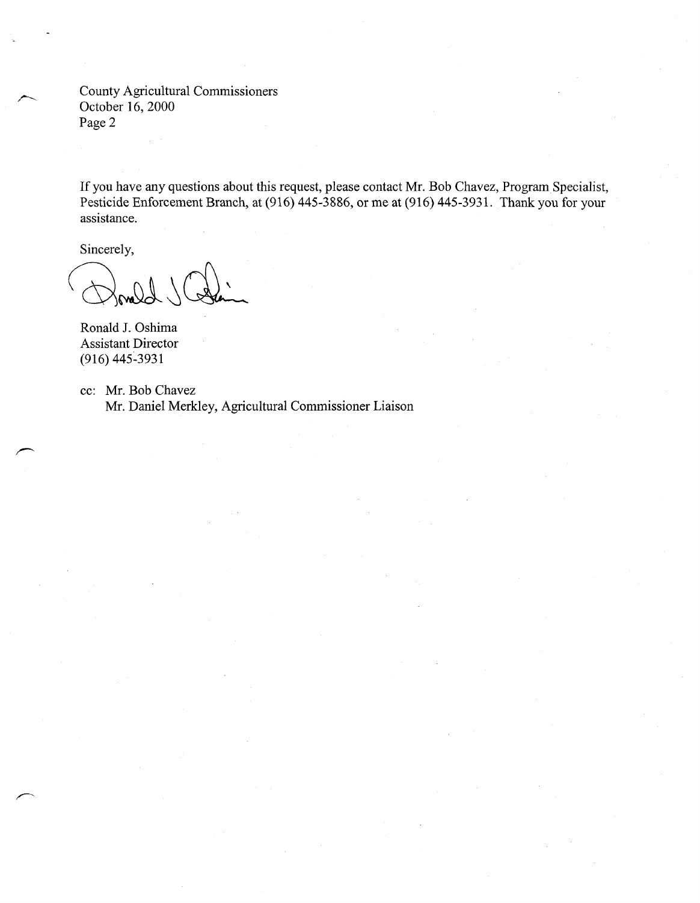County Agricultural Commissioners
October 16, 2000
Page 2

If you have any questions about this request, please contact Mr. Bob Chavez, Program Specialist, Pesticide Enforcement Branch, at (916) 445-3886, or me at (916) 445-3931. Thank you for your assistance.

Sincerely,

Ronald J. Oshima
Assistant Director
(916) 445-3931

cc: Mr. Bob Chavez
Mr. Daniel Merkley, Agricultural Commissioner Liaison